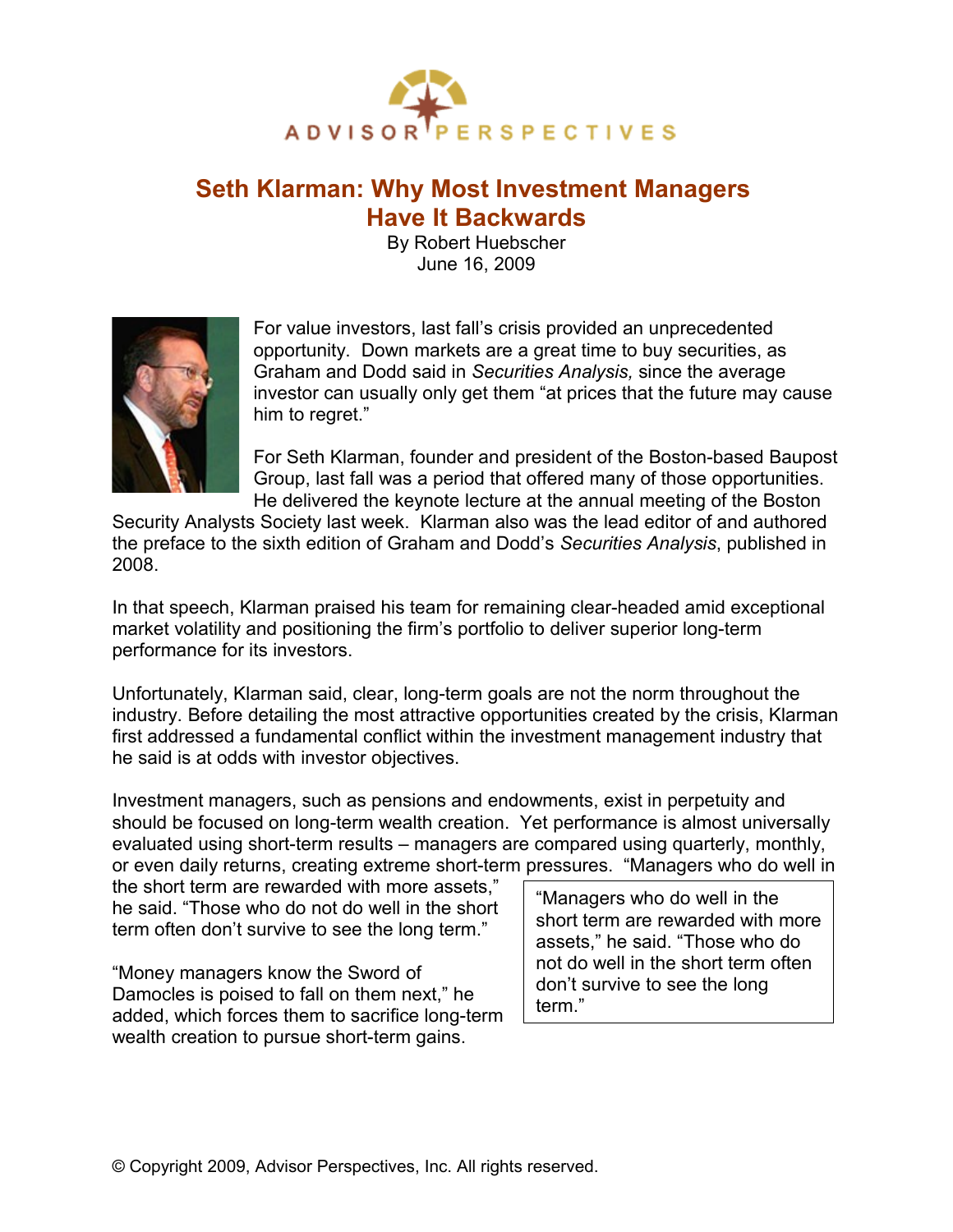ADVISOR PERSPECTIVES

# Seth Klarman: Why Most Investment Managers Have It Backwards

By Robert Huebscher
June 16, 2009

For value investors, last fall's crisis provided an unprecedented opportunity. Down markets are a great time to buy securities, as Graham and Dodd said in *Securities Analysis,* since the average investor can usually only get them "at prices that the future may cause him to regret."

For Seth Klarman, founder and president of the Boston-based Baupost Group, last fall was a period that offered many of those opportunities. He delivered the keynote lecture at the annual meeting of the Boston Security Analysts Society last week. Klarman also was the lead editor of and authored the preface to the sixth edition of Graham and Dodd's *Securities Analysis*, published in 2008.

In that speech, Klarman praised his team for remaining clear-headed amid exceptional market volatility and positioning the firm's portfolio to deliver superior long-term performance for its investors.

Unfortunately, Klarman said, clear, long-term goals are not the norm throughout the industry. Before detailing the most attractive opportunities created by the crisis, Klarman first addressed a fundamental conflict within the investment management industry that he said is at odds with investor objectives.

Investment managers, such as pensions and endowments, exist in perpetuity and should be focused on long-term wealth creation. Yet performance is almost universally evaluated using short-term results – managers are compared using quarterly, monthly, or even daily returns, creating extreme short-term pressures. "Managers who do well in the short term are rewarded with more assets," he said. "Those who do not do well in the short term often don't survive to see the long term."

> "Managers who do well in the short term are rewarded with more assets," he said. "Those who do not do well in the short term often don't survive to see the long term."

"Money managers know the Sword of Damocles is poised to fall on them next," he added, which forces them to sacrifice long-term wealth creation to pursue short-term gains.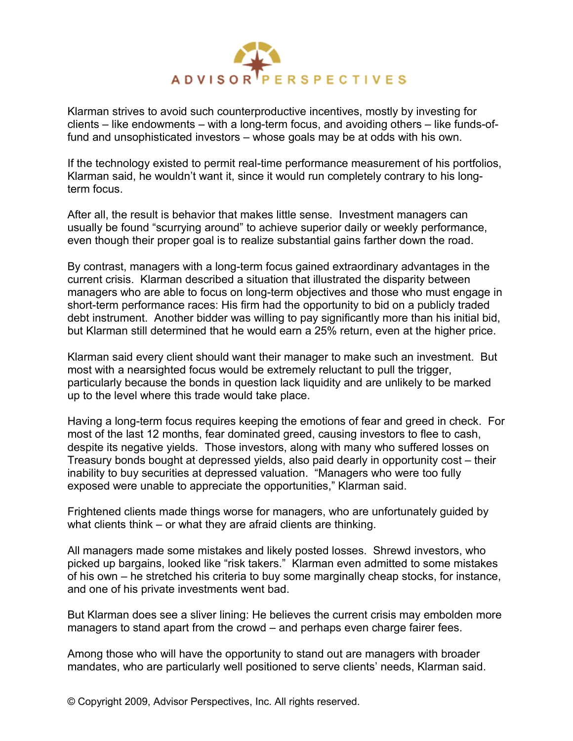Klarman strives to avoid such counterproductive incentives, mostly by investing for clients – like endowments – with a long-term focus, and avoiding others – like funds-of-fund and unsophisticated investors – whose goals may be at odds with his own.

If the technology existed to permit real-time performance measurement of his portfolios, Klarman said, he wouldn't want it, since it would run completely contrary to his long-term focus.

After all, the result is behavior that makes little sense. Investment managers can usually be found "scurrying around" to achieve superior daily or weekly performance, even though their proper goal is to realize substantial gains farther down the road.

By contrast, managers with a long-term focus gained extraordinary advantages in the current crisis. Klarman described a situation that illustrated the disparity between managers who are able to focus on long-term objectives and those who must engage in short-term performance races: His firm had the opportunity to bid on a publicly traded debt instrument. Another bidder was willing to pay significantly more than his initial bid, but Klarman still determined that he would earn a 25% return, even at the higher price.

Klarman said every client should want their manager to make such an investment. But most with a nearsighted focus would be extremely reluctant to pull the trigger, particularly because the bonds in question lack liquidity and are unlikely to be marked up to the level where this trade would take place.

Having a long-term focus requires keeping the emotions of fear and greed in check. For most of the last 12 months, fear dominated greed, causing investors to flee to cash, despite its negative yields. Those investors, along with many who suffered losses on Treasury bonds bought at depressed yields, also paid dearly in opportunity cost – their inability to buy securities at depressed valuation. "Managers who were too fully exposed were unable to appreciate the opportunities," Klarman said.

Frightened clients made things worse for managers, who are unfortunately guided by what clients think – or what they are afraid clients are thinking.

All managers made some mistakes and likely posted losses. Shrewd investors, who picked up bargains, looked like "risk takers." Klarman even admitted to some mistakes of his own – he stretched his criteria to buy some marginally cheap stocks, for instance, and one of his private investments went bad.

But Klarman does see a sliver lining: He believes the current crisis may embolden more managers to stand apart from the crowd – and perhaps even charge fairer fees.

Among those who will have the opportunity to stand out are managers with broader mandates, who are particularly well positioned to serve clients' needs, Klarman said.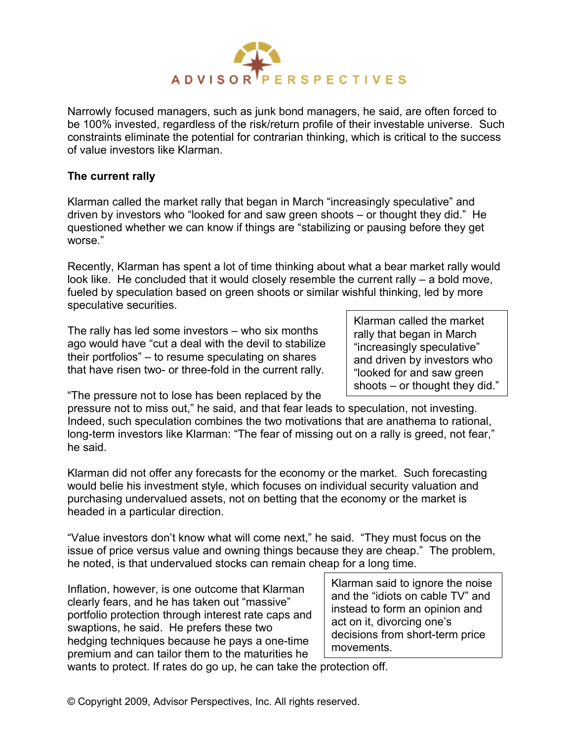Narrowly focused managers, such as junk bond managers, he said, are often forced to be 100% invested, regardless of the risk/return profile of their investable universe. Such constraints eliminate the potential for contrarian thinking, which is critical to the success of value investors like Klarman.

**The current rally**

Klarman called the market rally that began in March "increasingly speculative" and driven by investors who "looked for and saw green shoots – or thought they did." He questioned whether we can know if things are "stabilizing or pausing before they get worse."

Recently, Klarman has spent a lot of time thinking about what a bear market rally would look like. He concluded that it would closely resemble the current rally – a bold move, fueled by speculation based on green shoots or similar wishful thinking, led by more speculative securities.

The rally has led some investors – who six months ago would have "cut a deal with the devil to stabilize their portfolios" – to resume speculating on shares that have risen two- or three-fold in the current rally.

> Klarman called the market rally that began in March "increasingly speculative" and driven by investors who "looked for and saw green shoots – or thought they did."

"The pressure not to lose has been replaced by the pressure not to miss out," he said, and that fear leads to speculation, not investing. Indeed, such speculation combines the two motivations that are anathema to rational, long-term investors like Klarman: "The fear of missing out on a rally is greed, not fear," he said.

Klarman did not offer any forecasts for the economy or the market. Such forecasting would belie his investment style, which focuses on individual security valuation and purchasing undervalued assets, not on betting that the economy or the market is headed in a particular direction.

"Value investors don't know what will come next," he said. "They must focus on the issue of price versus value and owning things because they are cheap." The problem, he noted, is that undervalued stocks can remain cheap for a long time.

Inflation, however, is one outcome that Klarman clearly fears, and he has taken out "massive" portfolio protection through interest rate caps and swaptions, he said. He prefers these two hedging techniques because he pays a one-time premium and can tailor them to the maturities he wants to protect. If rates do go up, he can take the protection off.

> Klarman said to ignore the noise and the "idiots on cable TV" and instead to form an opinion and act on it, divorcing one's decisions from short-term price movements.

© Copyright 2009, Advisor Perspectives, Inc. All rights reserved.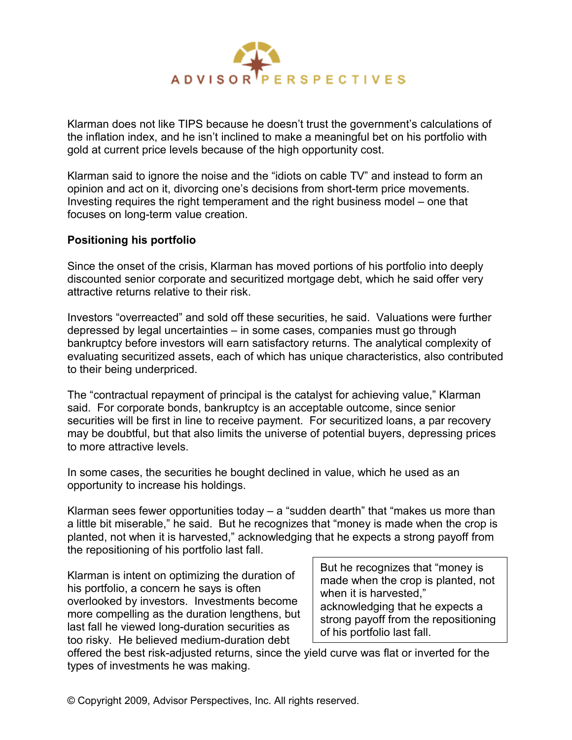Klarman does not like TIPS because he doesn't trust the government's calculations of the inflation index, and he isn't inclined to make a meaningful bet on his portfolio with gold at current price levels because of the high opportunity cost.

Klarman said to ignore the noise and the "idiots on cable TV" and instead to form an opinion and act on it, divorcing one's decisions from short-term price movements. Investing requires the right temperament and the right business model – one that focuses on long-term value creation.

**Positioning his portfolio**

Since the onset of the crisis, Klarman has moved portions of his portfolio into deeply discounted senior corporate and securitized mortgage debt, which he said offer very attractive returns relative to their risk.

Investors "overreacted" and sold off these securities, he said. Valuations were further depressed by legal uncertainties – in some cases, companies must go through bankruptcy before investors will earn satisfactory returns. The analytical complexity of evaluating securitized assets, each of which has unique characteristics, also contributed to their being underpriced.

The "contractual repayment of principal is the catalyst for achieving value," Klarman said. For corporate bonds, bankruptcy is an acceptable outcome, since senior securities will be first in line to receive payment. For securitized loans, a par recovery may be doubtful, but that also limits the universe of potential buyers, depressing prices to more attractive levels.

In some cases, the securities he bought declined in value, which he used as an opportunity to increase his holdings.

Klarman sees fewer opportunities today – a "sudden dearth" that "makes us more than a little bit miserable," he said. But he recognizes that "money is made when the crop is planted, not when it is harvested," acknowledging that he expects a strong payoff from the repositioning of his portfolio last fall.

> But he recognizes that "money is made when the crop is planted, not when it is harvested," acknowledging that he expects a strong payoff from the repositioning of his portfolio last fall.

Klarman is intent on optimizing the duration of his portfolio, a concern he says is often overlooked by investors. Investments become more compelling as the duration lengthens, but last fall he viewed long-duration securities as too risky. He believed medium-duration debt offered the best risk-adjusted returns, since the yield curve was flat or inverted for the types of investments he was making.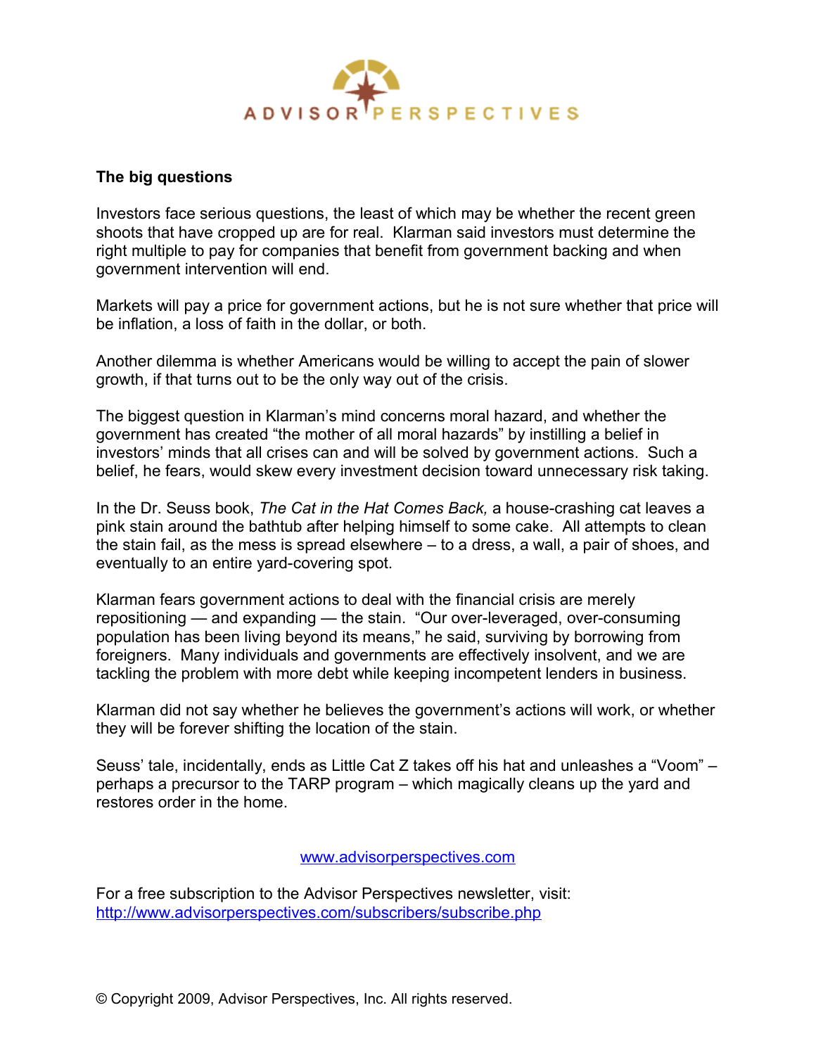**The big questions**

Investors face serious questions, the least of which may be whether the recent green shoots that have cropped up are for real. Klarman said investors must determine the right multiple to pay for companies that benefit from government backing and when government intervention will end.

Markets will pay a price for government actions, but he is not sure whether that price will be inflation, a loss of faith in the dollar, or both.

Another dilemma is whether Americans would be willing to accept the pain of slower growth, if that turns out to be the only way out of the crisis.

The biggest question in Klarman's mind concerns moral hazard, and whether the government has created "the mother of all moral hazards" by instilling a belief in investors' minds that all crises can and will be solved by government actions. Such a belief, he fears, would skew every investment decision toward unnecessary risk taking.

In the Dr. Seuss book, *The Cat in the Hat Comes Back,* a house-crashing cat leaves a pink stain around the bathtub after helping himself to some cake. All attempts to clean the stain fail, as the mess is spread elsewhere – to a dress, a wall, a pair of shoes, and eventually to an entire yard-covering spot.

Klarman fears government actions to deal with the financial crisis are merely repositioning — and expanding — the stain. "Our over-leveraged, over-consuming population has been living beyond its means," he said, surviving by borrowing from foreigners. Many individuals and governments are effectively insolvent, and we are tackling the problem with more debt while keeping incompetent lenders in business.

Klarman did not say whether he believes the government's actions will work, or whether they will be forever shifting the location of the stain.

Seuss' tale, incidentally, ends as Little Cat Z takes off his hat and unleashes a "Voom" – perhaps a precursor to the TARP program – which magically cleans up the yard and restores order in the home.

www.advisorperspectives.com

For a free subscription to the Advisor Perspectives newsletter, visit:
http://www.advisorperspectives.com/subscribers/subscribe.php

© Copyright 2009, Advisor Perspectives, Inc. All rights reserved.